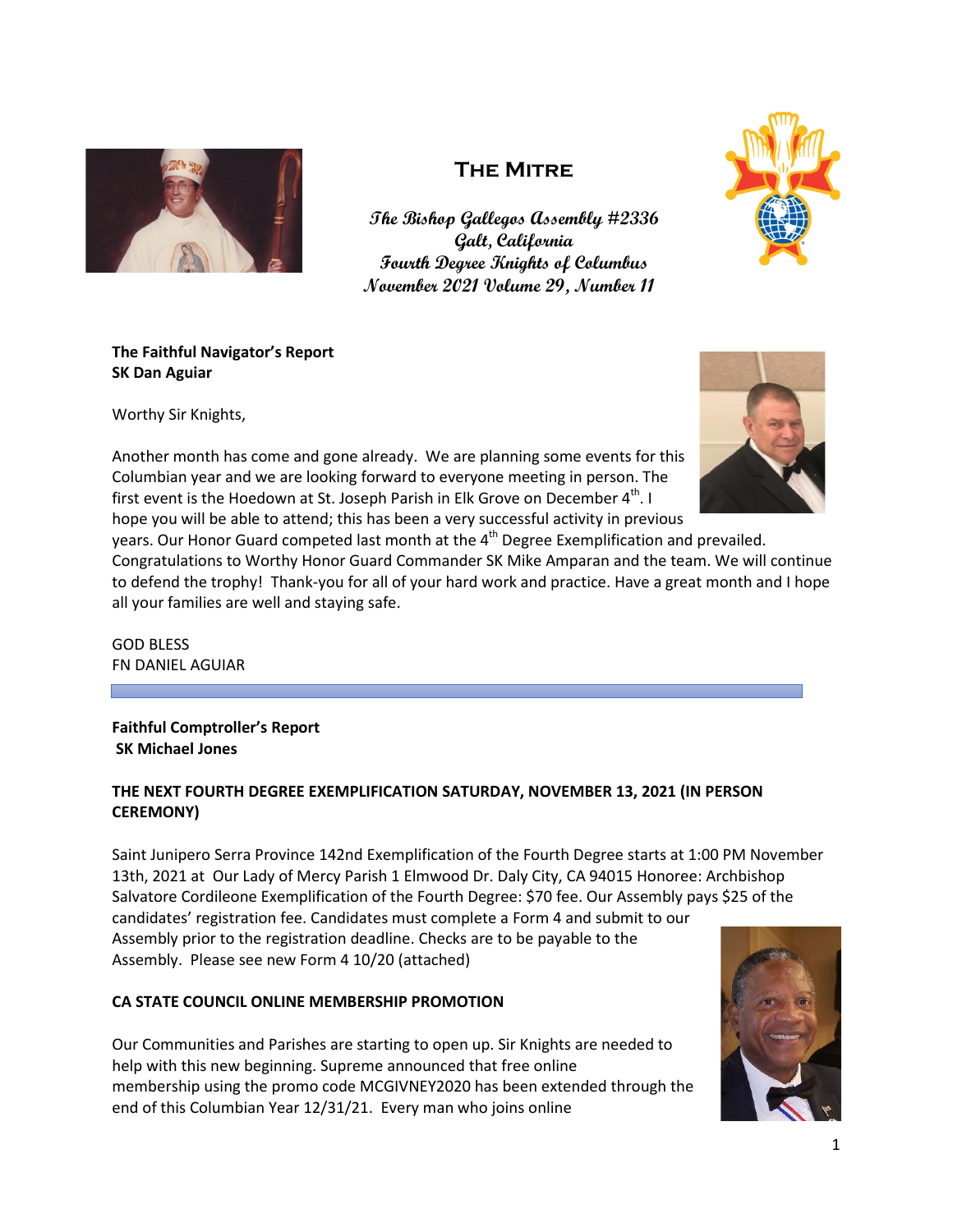# The Mitre

**The Bishop Gallegos Assembly #2336**
**Galt, California**
**Fourth Degree Knights of Columbus**
**November 2021 Volume 29, Number 11**

**The Faithful Navigator's Report**
**SK Dan Aguiar**

Worthy Sir Knights,

Another month has come and gone already. We are planning some events for this Columbian year and we are looking forward to everyone meeting in person. The first event is the Hoedown at St. Joseph Parish in Elk Grove on December 4th. I hope you will be able to attend; this has been a very successful activity in previous years. Our Honor Guard competed last month at the 4th Degree Exemplification and prevailed. Congratulations to Worthy Honor Guard Commander SK Mike Amparan and the team. We will continue to defend the trophy! Thank-you for all of your hard work and practice. Have a great month and I hope all your families are well and staying safe.

GOD BLESS
FN DANIEL AGUIAR

---

**Faithful Comptroller's Report**
**SK Michael Jones**

**THE NEXT FOURTH DEGREE EXEMPLIFICATION SATURDAY, NOVEMBER 13, 2021 (IN PERSON CEREMONY)**

Saint Junipero Serra Province 142nd Exemplification of the Fourth Degree starts at 1:00 PM November 13th, 2021 at Our Lady of Mercy Parish 1 Elmwood Dr. Daly City, CA 94015 Honoree: Archbishop Salvatore Cordileone Exemplification of the Fourth Degree: $70 fee. Our Assembly pays $25 of the candidates' registration fee. Candidates must complete a Form 4 and submit to our Assembly prior to the registration deadline. Checks are to be payable to the Assembly. Please see new Form 4 10/20 (attached)

**CA STATE COUNCIL ONLINE MEMBERSHIP PROMOTION**

Our Communities and Parishes are starting to open up. Sir Knights are needed to help with this new beginning. Supreme announced that free online membership using the promo code MCGIVNEY2020 has been extended through the end of this Columbian Year 12/31/21. Every man who joins online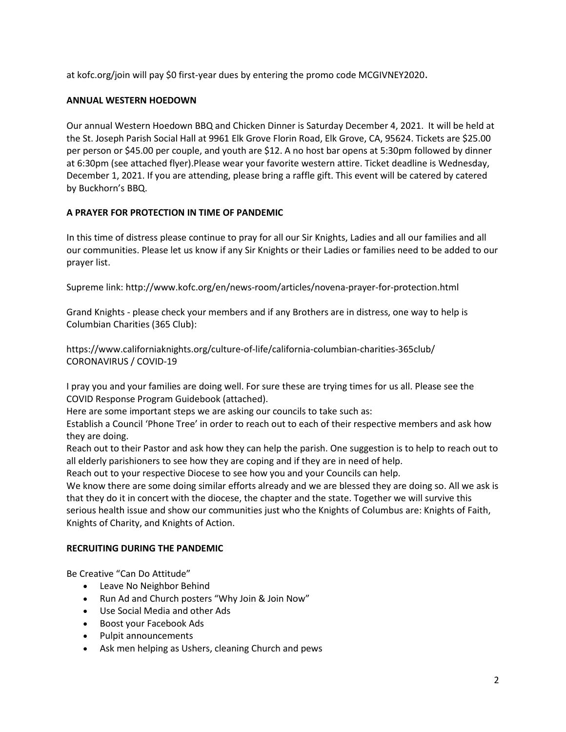at kofc.org/join will pay $0 first-year dues by entering the promo code MCGIVNEY2020.

**ANNUAL WESTERN HOEDOWN**

Our annual Western Hoedown BBQ and Chicken Dinner is Saturday December 4, 2021. It will be held at the St. Joseph Parish Social Hall at 9961 Elk Grove Florin Road, Elk Grove, CA, 95624. Tickets are $25.00 per person or $45.00 per couple, and youth are $12. A no host bar opens at 5:30pm followed by dinner at 6:30pm (see attached flyer).Please wear your favorite western attire. Ticket deadline is Wednesday, December 1, 2021. If you are attending, please bring a raffle gift. This event will be catered by catered by Buckhorn's BBQ.

**A PRAYER FOR PROTECTION IN TIME OF PANDEMIC**

In this time of distress please continue to pray for all our Sir Knights, Ladies and all our families and all our communities. Please let us know if any Sir Knights or their Ladies or families need to be added to our prayer list.

Supreme link: http://www.kofc.org/en/news-room/articles/novena-prayer-for-protection.html

Grand Knights - please check your members and if any Brothers are in distress, one way to help is Columbian Charities (365 Club):

https://www.californiaknights.org/culture-of-life/california-columbian-charities-365club/
CORONAVIRUS / COVID-19

I pray you and your families are doing well. For sure these are trying times for us all. Please see the COVID Response Program Guidebook (attached).
Here are some important steps we are asking our councils to take such as:
Establish a Council 'Phone Tree' in order to reach out to each of their respective members and ask how they are doing.
Reach out to their Pastor and ask how they can help the parish. One suggestion is to help to reach out to all elderly parishioners to see how they are coping and if they are in need of help.
Reach out to your respective Diocese to see how you and your Councils can help.
We know there are some doing similar efforts already and we are blessed they are doing so. All we ask is that they do it in concert with the diocese, the chapter and the state. Together we will survive this serious health issue and show our communities just who the Knights of Columbus are: Knights of Faith, Knights of Charity, and Knights of Action.

**RECRUITING DURING THE PANDEMIC**

Be Creative "Can Do Attitude"

- Leave No Neighbor Behind
- Run Ad and Church posters "Why Join & Join Now"
- Use Social Media and other Ads
- Boost your Facebook Ads
- Pulpit announcements
- Ask men helping as Ushers, cleaning Church and pews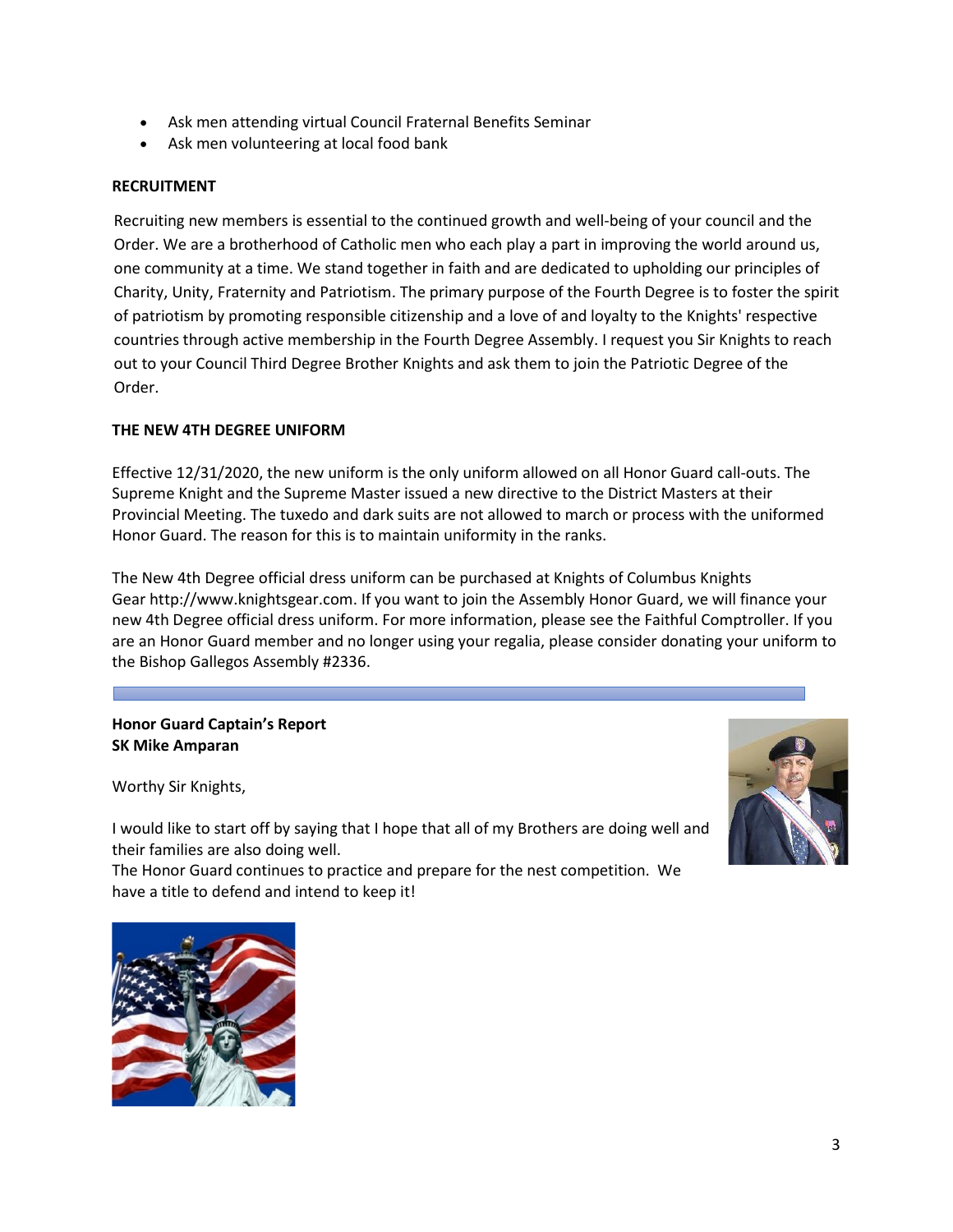- Ask men attending virtual Council Fraternal Benefits Seminar
- Ask men volunteering at local food bank

**RECRUITMENT**

Recruiting new members is essential to the continued growth and well-being of your council and the Order. We are a brotherhood of Catholic men who each play a part in improving the world around us, one community at a time. We stand together in faith and are dedicated to upholding our principles of Charity, Unity, Fraternity and Patriotism. The primary purpose of the Fourth Degree is to foster the spirit of patriotism by promoting responsible citizenship and a love of and loyalty to the Knights' respective countries through active membership in the Fourth Degree Assembly. I request you Sir Knights to reach out to your Council Third Degree Brother Knights and ask them to join the Patriotic Degree of the Order.

**THE NEW 4TH DEGREE UNIFORM**

Effective 12/31/2020, the new uniform is the only uniform allowed on all Honor Guard call-outs. The Supreme Knight and the Supreme Master issued a new directive to the District Masters at their Provincial Meeting. The tuxedo and dark suits are not allowed to march or process with the uniformed Honor Guard. The reason for this is to maintain uniformity in the ranks.

The New 4th Degree official dress uniform can be purchased at Knights of Columbus Knights Gear http://www.knightsgear.com. If you want to join the Assembly Honor Guard, we will finance your new 4th Degree official dress uniform. For more information, please see the Faithful Comptroller. If you are an Honor Guard member and no longer using your regalia, please consider donating your uniform to the Bishop Gallegos Assembly #2336.

---

**Honor Guard Captain's Report**
**SK Mike Amparan**

Worthy Sir Knights,

I would like to start off by saying that I hope that all of my Brothers are doing well and their families are also doing well.
The Honor Guard continues to practice and prepare for the nest competition. We have a title to defend and intend to keep it!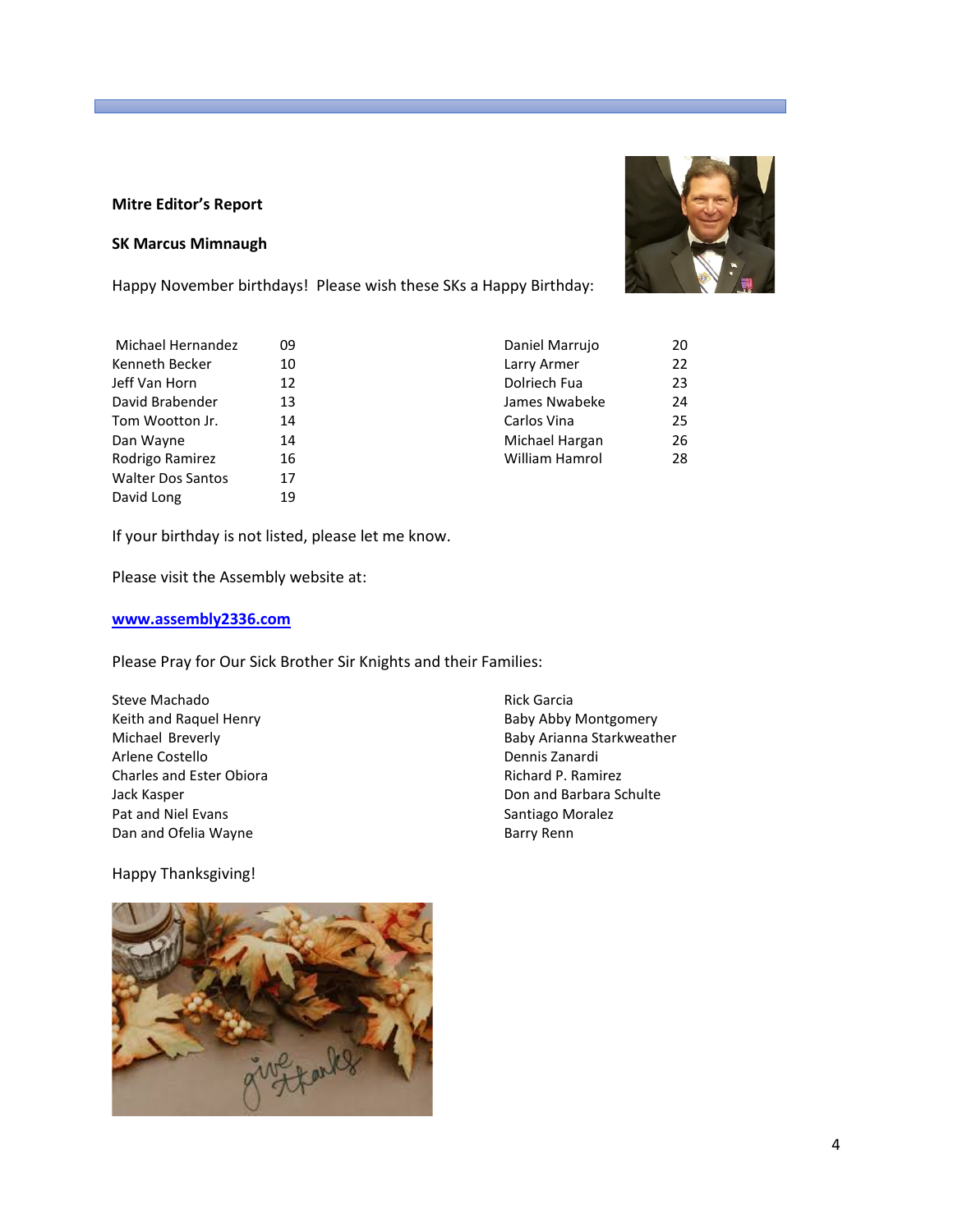**Mitre Editor's Report**

**SK Marcus Mimnaugh**

Happy November birthdays! Please wish these SKs a Happy Birthday:

| | |
|---|---|
| Michael Hernandez | 09 |
| Kenneth Becker | 10 |
| Jeff Van Horn | 12 |
| David Brabender | 13 |
| Tom Wootton Jr. | 14 |
| Dan Wayne | 14 |
| Rodrigo Ramirez | 16 |
| Walter Dos Santos | 17 |
| David Long | 19 |
| Daniel Marrujo | 20 |
| Larry Armer | 22 |
| Dolriech Fua | 23 |
| James Nwabeke | 24 |
| Carlos Vina | 25 |
| Michael Hargan | 26 |
| William Hamrol | 28 |

If your birthday is not listed, please let me know.

Please visit the Assembly website at:

**www.assembly2336.com**

Please Pray for Our Sick Brother Sir Knights and their Families:

- Steve Machado
- Keith and Raquel Henry
- Michael Breverly
- Arlene Costello
- Charles and Ester Obiora
- Jack Kasper
- Pat and Niel Evans
- Dan and Ofelia Wayne
- Rick Garcia
- Baby Abby Montgomery
- Baby Arianna Starkweather
- Dennis Zanardi
- Richard P. Ramirez
- Don and Barbara Schulte
- Santiago Moralez
- Barry Renn

Happy Thanksgiving!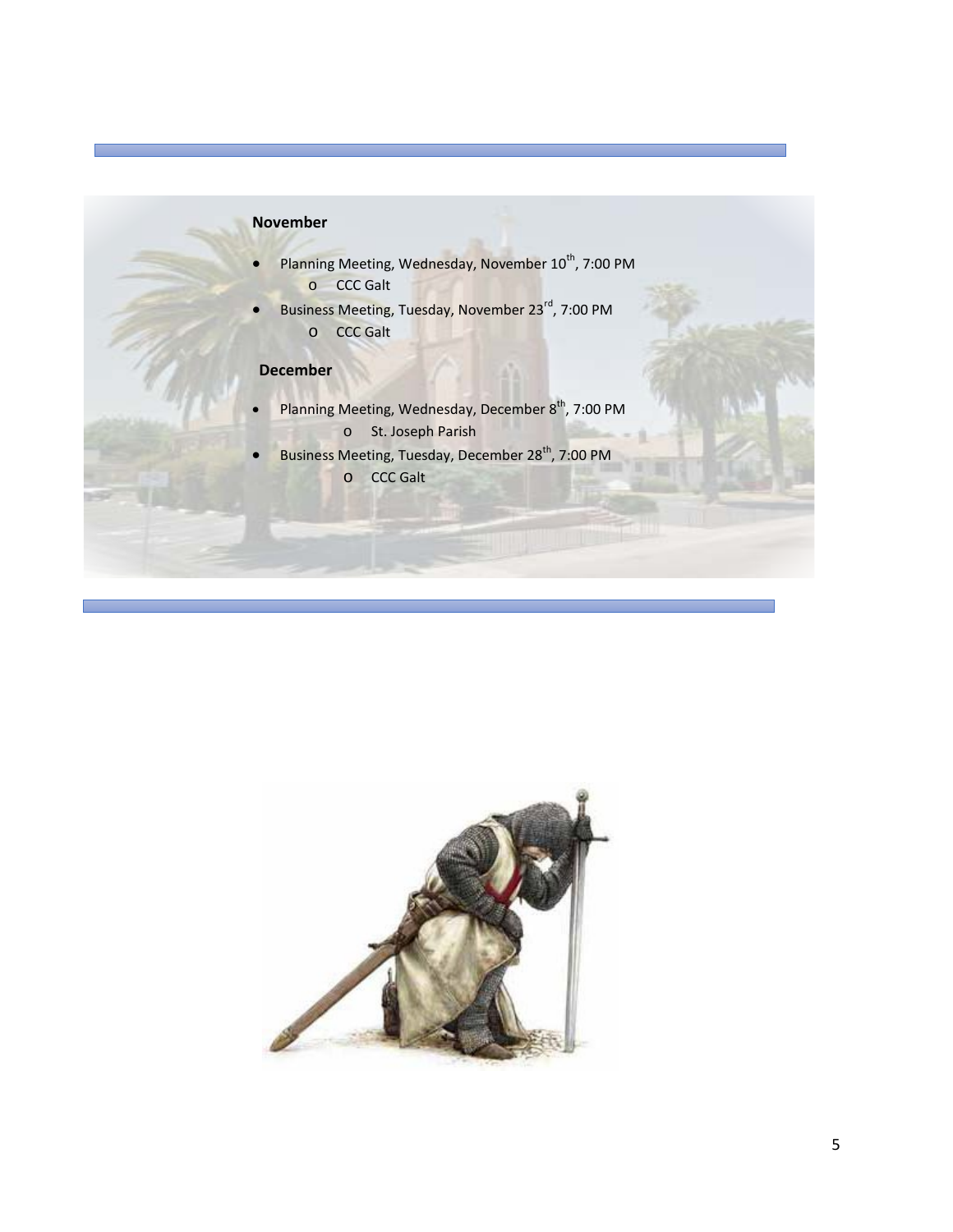**November**

- Planning Meeting, Wednesday, November 10th, 7:00 PM
  - CCC Galt
- Business Meeting, Tuesday, November 23rd, 7:00 PM
  - CCC Galt

**December**

- Planning Meeting, Wednesday, December 8th, 7:00 PM
  - St. Joseph Parish
- Business Meeting, Tuesday, December 28th, 7:00 PM
  - CCC Galt